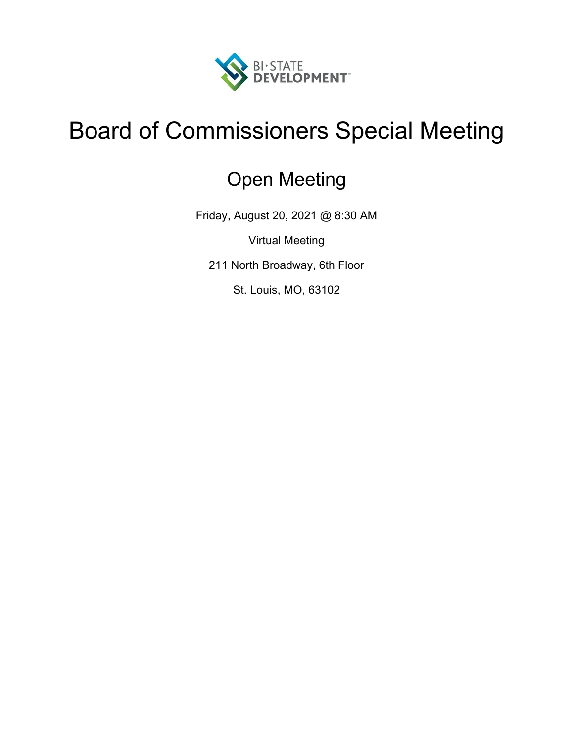BI-STATE DEVELOPMENT

# Board of Commissioners Special Meeting

## Open Meeting

Friday, August 20, 2021 @ 8:30 AM

Virtual Meeting

211 North Broadway, 6th Floor

St. Louis, MO, 63102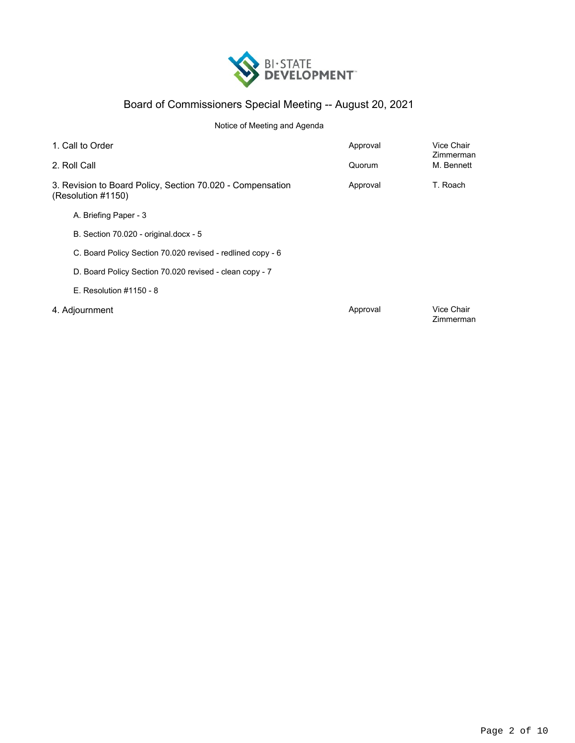BI·STATE DEVELOPMENT

# Board of Commissioners Special Meeting -- August 20, 2021

Notice of Meeting and Agenda

| | | |
|---|---|---|
| 1. Call to Order | Approval | Vice Chair Zimmerman |
| 2. Roll Call | Quorum | M. Bennett |
| 3. Revision to Board Policy, Section 70.020 - Compensation (Resolution #1150) | Approval | T. Roach |
| A. Briefing Paper - 3 | | |
| B. Section 70.020 - original.docx - 5 | | |
| C. Board Policy Section 70.020 revised - redlined copy - 6 | | |
| D. Board Policy Section 70.020 revised - clean copy - 7 | | |
| E. Resolution #1150 - 8 | | |
| 4. Adjournment | Approval | Vice Chair Zimmerman |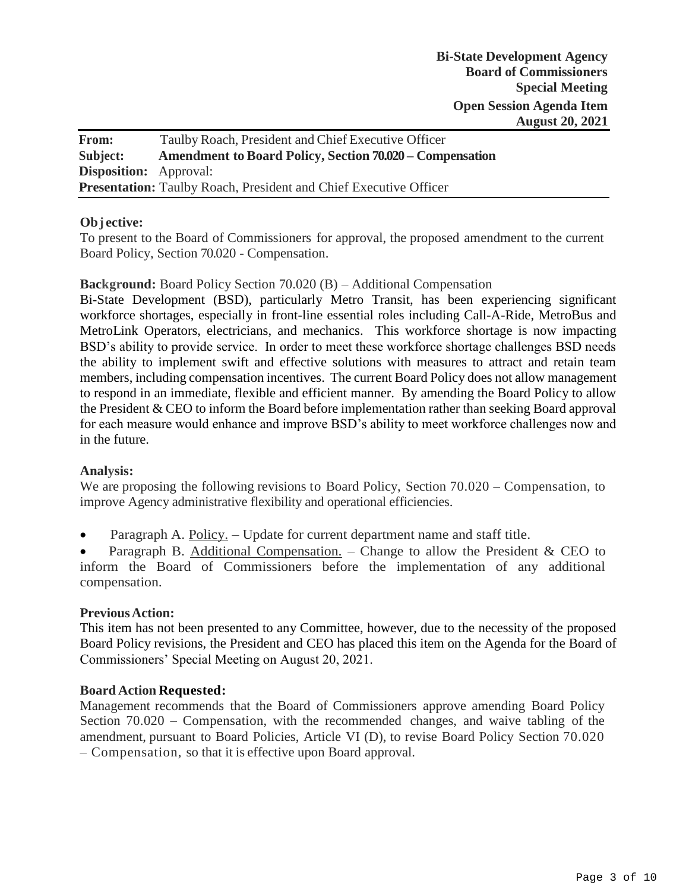**Bi-State Development Agency**
**Board of Commissioners**
**Special Meeting**

**Open Session Agenda Item**
**August 20, 2021**

| | |
|---|---|
| **From:** | Taulby Roach, President and Chief Executive Officer |
| **Subject:** | **Amendment to Board Policy, Section 70.020 – Compensation** |
| **Disposition:** | Approval: |
| **Presentation:** | Taulby Roach, President and Chief Executive Officer |

**Objective:**

To present to the Board of Commissioners for approval, the proposed amendment to the current Board Policy, Section 70.020 - Compensation.

**Background:** Board Policy Section 70.020 (B) – Additional Compensation

Bi-State Development (BSD), particularly Metro Transit, has been experiencing significant workforce shortages, especially in front-line essential roles including Call-A-Ride, MetroBus and MetroLink Operators, electricians, and mechanics. This workforce shortage is now impacting BSD's ability to provide service. In order to meet these workforce shortage challenges BSD needs the ability to implement swift and effective solutions with measures to attract and retain team members, including compensation incentives. The current Board Policy does not allow management to respond in an immediate, flexible and efficient manner. By amending the Board Policy to allow the President & CEO to inform the Board before implementation rather than seeking Board approval for each measure would enhance and improve BSD's ability to meet workforce challenges now and in the future.

**Analysis:**

We are proposing the following revisions to Board Policy, Section 70.020 – Compensation, to improve Agency administrative flexibility and operational efficiencies.

- Paragraph A. Policy. – Update for current department name and staff title.
- Paragraph B. Additional Compensation. – Change to allow the President & CEO to inform the Board of Commissioners before the implementation of any additional compensation.

**Previous Action:**

This item has not been presented to any Committee, however, due to the necessity of the proposed Board Policy revisions, the President and CEO has placed this item on the Agenda for the Board of Commissioners' Special Meeting on August 20, 2021.

**Board Action Requested:**

Management recommends that the Board of Commissioners approve amending Board Policy Section 70.020 – Compensation, with the recommended changes, and waive tabling of the amendment, pursuant to Board Policies, Article VI (D), to revise Board Policy Section 70.020 – Compensation, so that it is effective upon Board approval.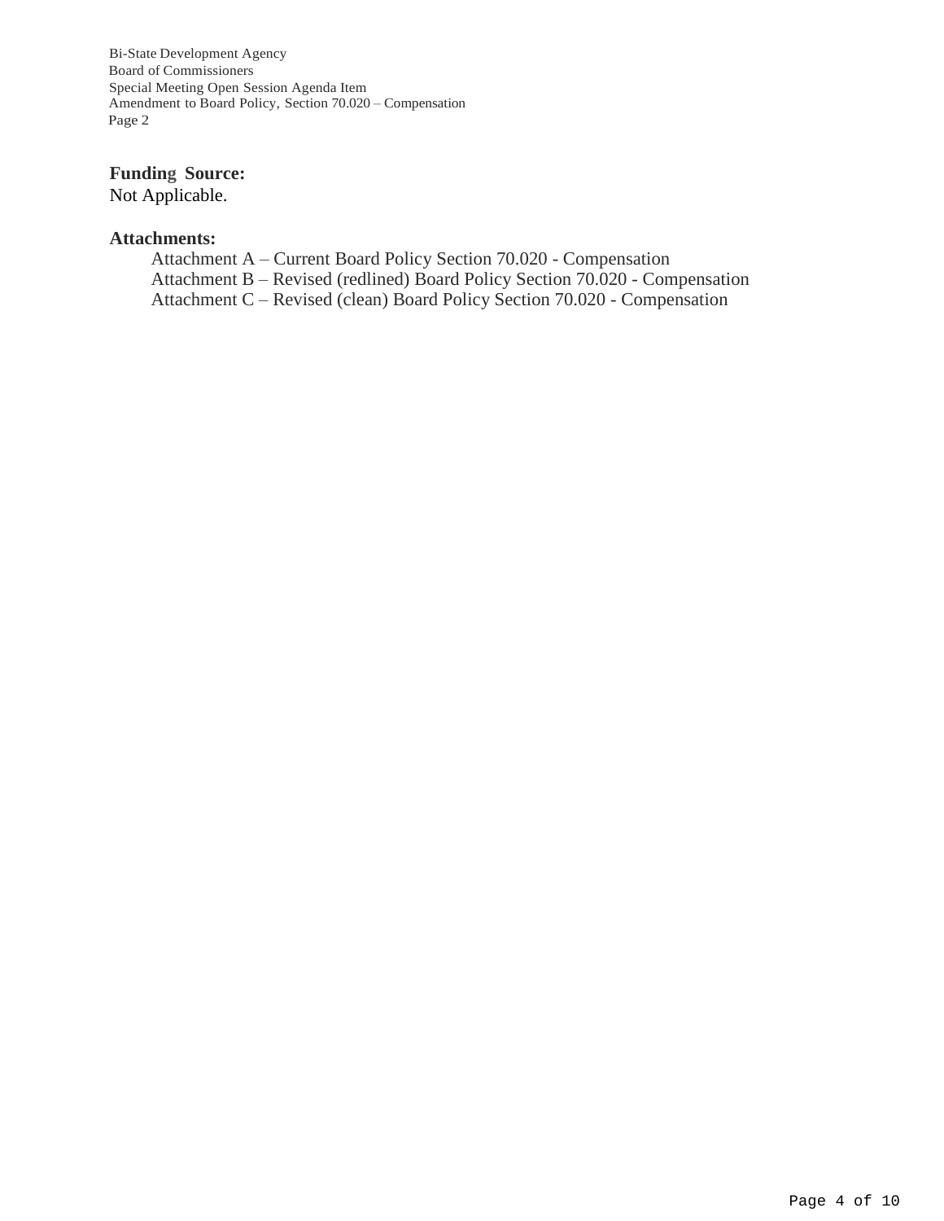**Funding Source:**
Not Applicable.

**Attachments:**

Attachment A – Current Board Policy Section 70.020 - Compensation
Attachment B – Revised (redlined) Board Policy Section 70.020 - Compensation
Attachment C – Revised (clean) Board Policy Section 70.020 - Compensation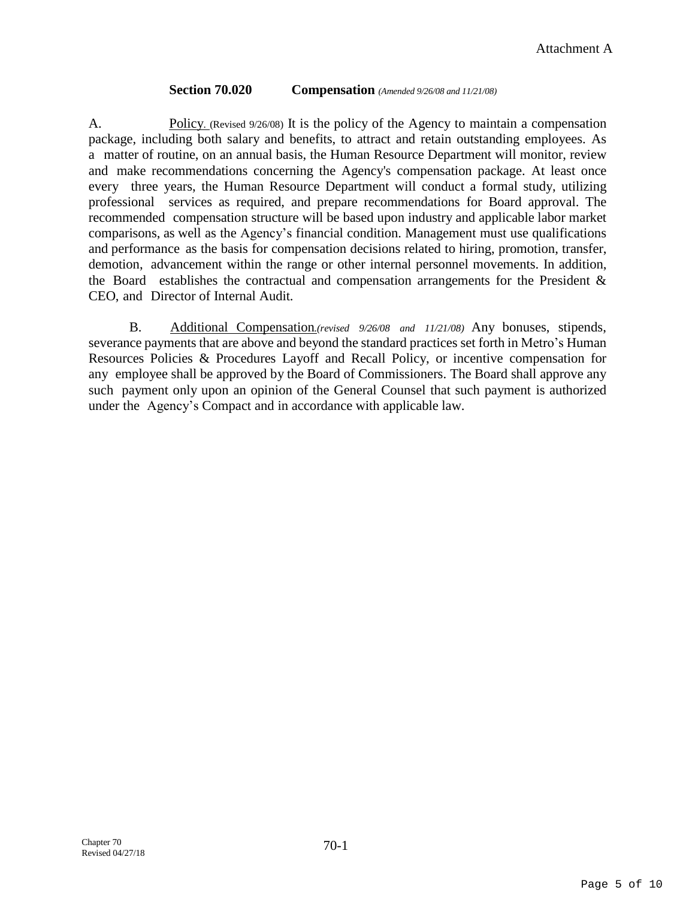Attachment A

## Section 70.020 Compensation *(Amended 9/26/08 and 11/21/08)*

A. Policy. (Revised 9/26/08) It is the policy of the Agency to maintain a compensation package, including both salary and benefits, to attract and retain outstanding employees. As a matter of routine, on an annual basis, the Human Resource Department will monitor, review and make recommendations concerning the Agency's compensation package. At least once every three years, the Human Resource Department will conduct a formal study, utilizing professional services as required, and prepare recommendations for Board approval. The recommended compensation structure will be based upon industry and applicable labor market comparisons, as well as the Agency's financial condition. Management must use qualifications and performance as the basis for compensation decisions related to hiring, promotion, transfer, demotion, advancement within the range or other internal personnel movements. In addition, the Board establishes the contractual and compensation arrangements for the President & CEO, and Director of Internal Audit.

B. Additional Compensation.*(revised 9/26/08 and 11/21/08)* Any bonuses, stipends, severance payments that are above and beyond the standard practices set forth in Metro's Human Resources Policies & Procedures Layoff and Recall Policy, or incentive compensation for any employee shall be approved by the Board of Commissioners. The Board shall approve any such payment only upon an opinion of the General Counsel that such payment is authorized under the Agency's Compact and in accordance with applicable law.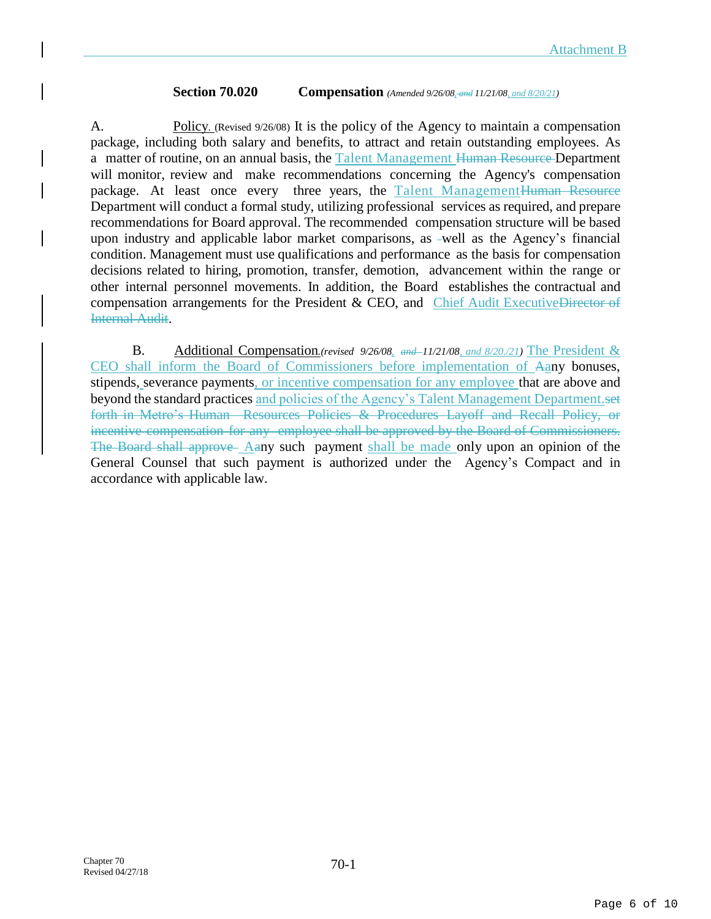Attachment B

**Section 70.020 Compensation** *(Amended 9/26/08, and 11/21/08, and 8/20/21)*

A. Policy. (Revised 9/26/08) It is the policy of the Agency to maintain a compensation package, including both salary and benefits, to attract and retain outstanding employees. As a matter of routine, on an annual basis, the Talent Management ~~Human Resource~~ Department will monitor, review and make recommendations concerning the Agency's compensation package. At least once every three years, the Talent Management~~Human Resource~~ Department will conduct a formal study, utilizing professional services as required, and prepare recommendations for Board approval. The recommended compensation structure will be based upon industry and applicable labor market comparisons, as well as the Agency's financial condition. Management must use qualifications and performance as the basis for compensation decisions related to hiring, promotion, transfer, demotion, advancement within the range or other internal personnel movements. In addition, the Board establishes the contractual and compensation arrangements for the President & CEO, and Chief Audit Executive~~Director of Internal Audit~~.

B. Additional Compensation.*(revised 9/26/08, ~~and~~ 11/21/08, and 8/20./21)* The President & CEO shall inform the Board of Commissioners before implementation of ~~A~~any bonuses, stipends, severance payments, or incentive compensation for any employee that are above and beyond the standard practices and policies of the Agency's Talent Management Department.~~set forth in Metro's Human Resources Policies & Procedures Layoff and Recall Policy, or incentive compensation for any employee shall be approved by the Board of Commissioners. The Board shall approve~~ ~~A~~any such payment shall be made only upon an opinion of the General Counsel that such payment is authorized under the Agency's Compact and in accordance with applicable law.

Chapter 70
Revised 04/27/18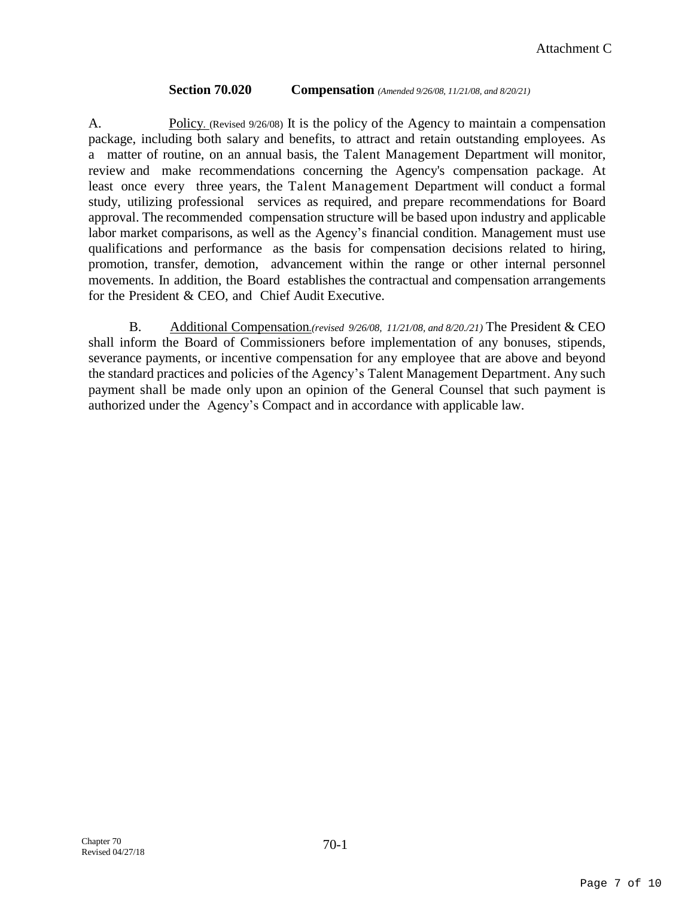Attachment C

**Section 70.020 Compensation** *(Amended 9/26/08, 11/21/08, and 8/20/21)*

A. Policy. (Revised 9/26/08) It is the policy of the Agency to maintain a compensation package, including both salary and benefits, to attract and retain outstanding employees. As a matter of routine, on an annual basis, the Talent Management Department will monitor, review and make recommendations concerning the Agency's compensation package. At least once every three years, the Talent Management Department will conduct a formal study, utilizing professional services as required, and prepare recommendations for Board approval. The recommended compensation structure will be based upon industry and applicable labor market comparisons, as well as the Agency's financial condition. Management must use qualifications and performance as the basis for compensation decisions related to hiring, promotion, transfer, demotion, advancement within the range or other internal personnel movements. In addition, the Board establishes the contractual and compensation arrangements for the President & CEO, and Chief Audit Executive.

B. Additional Compensation.*(revised 9/26/08, 11/21/08, and 8/20./21)* The President & CEO shall inform the Board of Commissioners before implementation of any bonuses, stipends, severance payments, or incentive compensation for any employee that are above and beyond the standard practices and policies of the Agency's Talent Management Department. Any such payment shall be made only upon an opinion of the General Counsel that such payment is authorized under the Agency's Compact and in accordance with applicable law.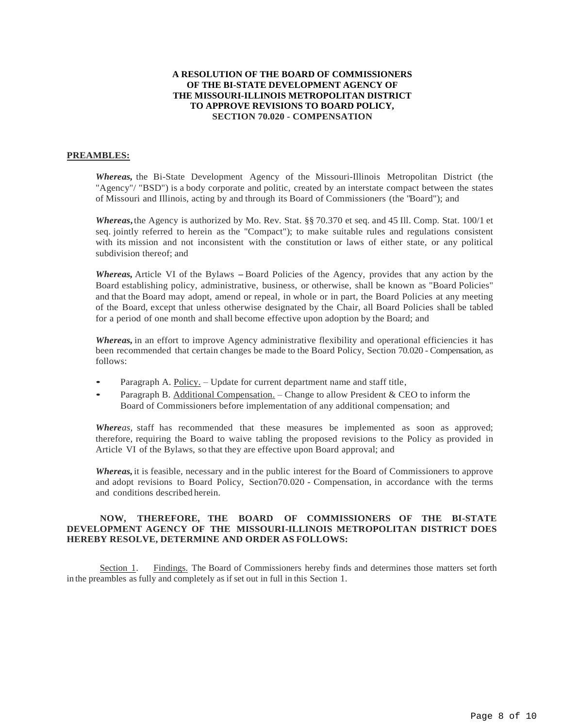**A RESOLUTION OF THE BOARD OF COMMISSIONERS OF THE BI-STATE DEVELOPMENT AGENCY OF THE MISSOURI-ILLINOIS METROPOLITAN DISTRICT TO APPROVE REVISIONS TO BOARD POLICY, SECTION 70.020 - COMPENSATION**

**PREAMBLES:**

***Whereas,*** the Bi-State Development Agency of the Missouri-Illinois Metropolitan District (the "Agency"/ "BSD") is a body corporate and politic, created by an interstate compact between the states of Missouri and Illinois, acting by and through its Board of Commissioners (the "Board"); and

***Whereas,*** the Agency is authorized by Mo. Rev. Stat. §§ 70.370 et seq. and 45 Ill. Comp. Stat. 100/1 et seq. jointly referred to herein as the "Compact"); to make suitable rules and regulations consistent with its mission and not inconsistent with the constitution or laws of either state, or any political subdivision thereof; and

***Whereas,*** Article VI of the Bylaws – Board Policies of the Agency, provides that any action by the Board establishing policy, administrative, business, or otherwise, shall be known as "Board Policies" and that the Board may adopt, amend or repeal, in whole or in part, the Board Policies at any meeting of the Board, except that unless otherwise designated by the Chair, all Board Policies shall be tabled for a period of one month and shall become effective upon adoption by the Board; and

***Whereas,*** in an effort to improve Agency administrative flexibility and operational efficiencies it has been recommended that certain changes be made to the Board Policy, Section 70.020 - Compensation, as follows:

- Paragraph A. Policy. – Update for current department name and staff title,
- Paragraph B. Additional Compensation. – Change to allow President & CEO to inform the Board of Commissioners before implementation of any additional compensation; and

***Whereas,*** staff has recommended that these measures be implemented as soon as approved; therefore, requiring the Board to waive tabling the proposed revisions to the Policy as provided in Article VI of the Bylaws, so that they are effective upon Board approval; and

***Whereas,*** it is feasible, necessary and in the public interest for the Board of Commissioners to approve and adopt revisions to Board Policy, Section70.020 - Compensation, in accordance with the terms and conditions described herein.

**NOW, THEREFORE, THE BOARD OF COMMISSIONERS OF THE BI-STATE DEVELOPMENT AGENCY OF THE MISSOURI-ILLINOIS METROPOLITAN DISTRICT DOES HEREBY RESOLVE, DETERMINE AND ORDER AS FOLLOWS:**

Section 1. Findings. The Board of Commissioners hereby finds and determines those matters set forth in the preambles as fully and completely as if set out in full in this Section 1.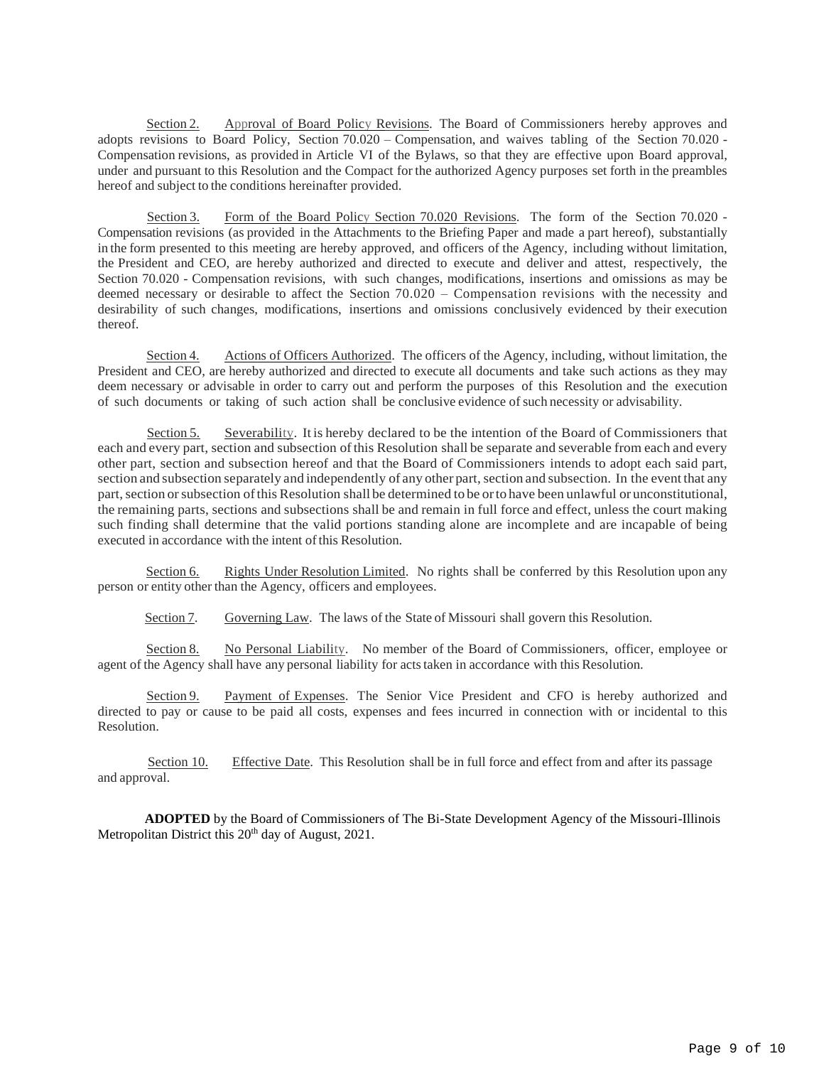Section 2. Approval of Board Policy Revisions. The Board of Commissioners hereby approves and adopts revisions to Board Policy, Section 70.020 – Compensation, and waives tabling of the Section 70.020 - Compensation revisions, as provided in Article VI of the Bylaws, so that they are effective upon Board approval, under and pursuant to this Resolution and the Compact for the authorized Agency purposes set forth in the preambles hereof and subject to the conditions hereinafter provided.

Section 3. Form of the Board Policy Section 70.020 Revisions. The form of the Section 70.020 - Compensation revisions (as provided in the Attachments to the Briefing Paper and made a part hereof), substantially in the form presented to this meeting are hereby approved, and officers of the Agency, including without limitation, the President and CEO, are hereby authorized and directed to execute and deliver and attest, respectively, the Section 70.020 - Compensation revisions, with such changes, modifications, insertions and omissions as may be deemed necessary or desirable to affect the Section 70.020 – Compensation revisions with the necessity and desirability of such changes, modifications, insertions and omissions conclusively evidenced by their execution thereof.

Section 4. Actions of Officers Authorized. The officers of the Agency, including, without limitation, the President and CEO, are hereby authorized and directed to execute all documents and take such actions as they may deem necessary or advisable in order to carry out and perform the purposes of this Resolution and the execution of such documents or taking of such action shall be conclusive evidence of such necessity or advisability.

Section 5. Severability. It is hereby declared to be the intention of the Board of Commissioners that each and every part, section and subsection of this Resolution shall be separate and severable from each and every other part, section and subsection hereof and that the Board of Commissioners intends to adopt each said part, section and subsection separately and independently of any other part, section and subsection. In the event that any part, section or subsection of this Resolution shall be determined to be or to have been unlawful or unconstitutional, the remaining parts, sections and subsections shall be and remain in full force and effect, unless the court making such finding shall determine that the valid portions standing alone are incomplete and are incapable of being executed in accordance with the intent of this Resolution.

Section 6. Rights Under Resolution Limited. No rights shall be conferred by this Resolution upon any person or entity other than the Agency, officers and employees.

Section 7. Governing Law. The laws of the State of Missouri shall govern this Resolution.

Section 8. No Personal Liability. No member of the Board of Commissioners, officer, employee or agent of the Agency shall have any personal liability for acts taken in accordance with this Resolution.

Section 9. Payment of Expenses. The Senior Vice President and CFO is hereby authorized and directed to pay or cause to be paid all costs, expenses and fees incurred in connection with or incidental to this Resolution.

Section 10. Effective Date. This Resolution shall be in full force and effect from and after its passage and approval.

**ADOPTED** by the Board of Commissioners of The Bi-State Development Agency of the Missouri-Illinois Metropolitan District this 20th day of August, 2021.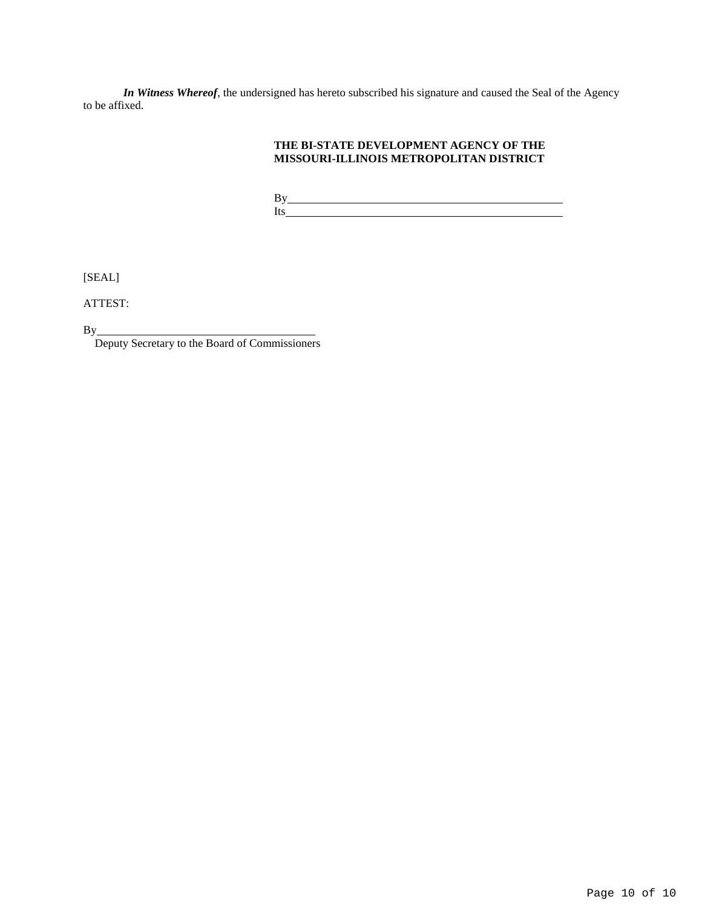***In Witness Whereof***, the undersigned has hereto subscribed his signature and caused the Seal of the Agency to be affixed.

**THE BI-STATE DEVELOPMENT AGENCY OF THE MISSOURI-ILLINOIS METROPOLITAN DISTRICT**

By\_\_\_\_\_\_\_\_\_\_\_\_\_\_\_\_\_\_\_\_\_\_\_\_\_\_\_\_\_\_\_\_\_\_\_\_\_\_\_\_\_\_

Its\_\_\_\_\_\_\_\_\_\_\_\_\_\_\_\_\_\_\_\_\_\_\_\_\_\_\_\_\_\_\_\_\_\_\_\_\_\_\_\_\_\_

[SEAL]

ATTEST:

By\_\_\_\_\_\_\_\_\_\_\_\_\_\_\_\_\_\_\_\_\_\_\_\_\_\_\_\_\_\_\_\_\_\_\_\_

Deputy Secretary to the Board of Commissioners